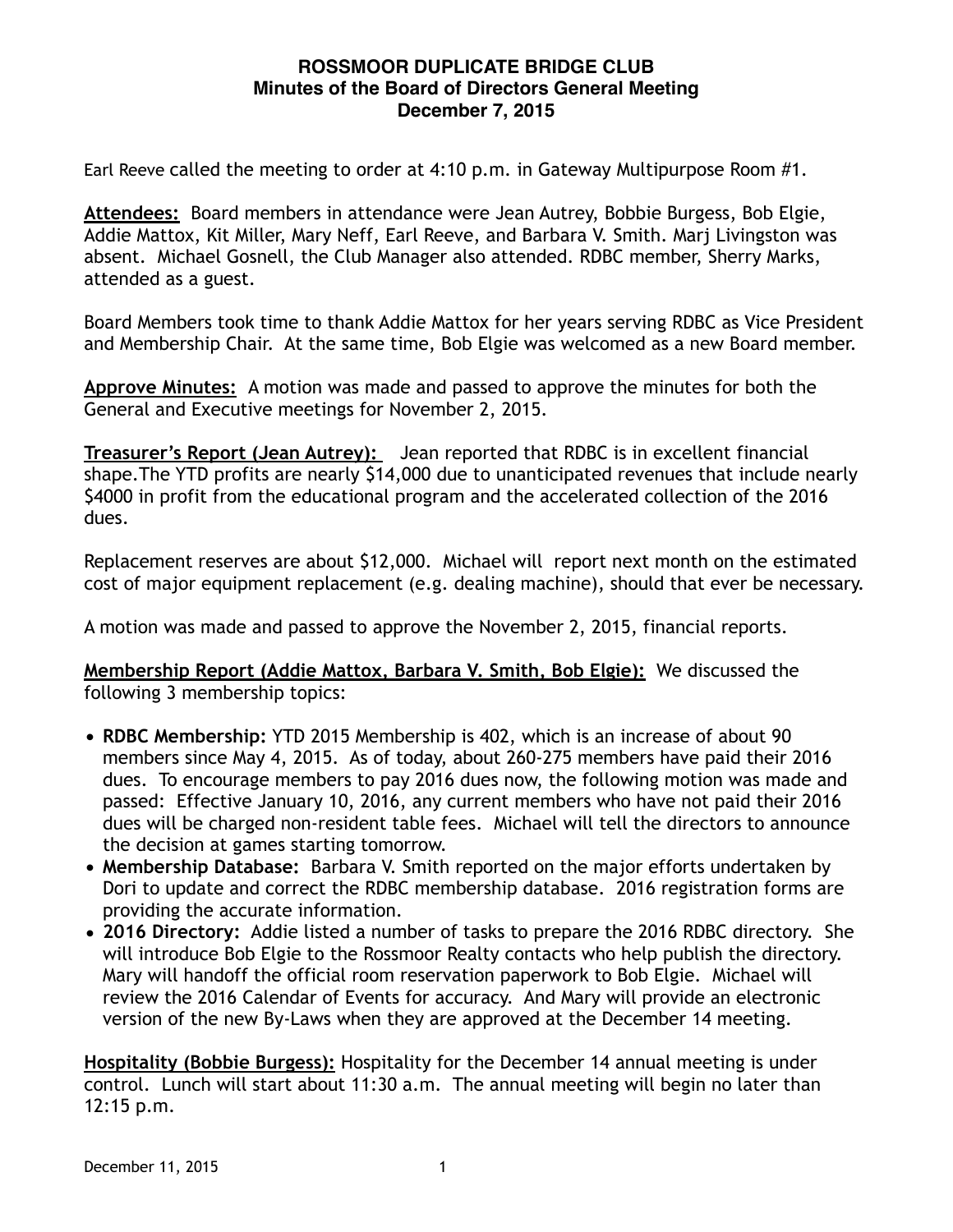# ROSSMOOR DUPLICATE BRIDGE CLUB
## Minutes of the Board of Directors General Meeting
### December 7, 2015

Earl Reeve called the meeting to order at 4:10 p.m. in Gateway Multipurpose Room #1.

**Attendees:** Board members in attendance were Jean Autrey, Bobbie Burgess, Bob Elgie, Addie Mattox, Kit Miller, Mary Neff, Earl Reeve, and Barbara V. Smith. Marj Livingston was absent. Michael Gosnell, the Club Manager also attended. RDBC member, Sherry Marks, attended as a guest.

Board Members took time to thank Addie Mattox for her years serving RDBC as Vice President and Membership Chair. At the same time, Bob Elgie was welcomed as a new Board member.

**Approve Minutes:** A motion was made and passed to approve the minutes for both the General and Executive meetings for November 2, 2015.

**Treasurer's Report (Jean Autrey):** Jean reported that RDBC is in excellent financial shape.The YTD profits are nearly $14,000 due to unanticipated revenues that include nearly $4000 in profit from the educational program and the accelerated collection of the 2016 dues.

Replacement reserves are about $12,000. Michael will report next month on the estimated cost of major equipment replacement (e.g. dealing machine), should that ever be necessary.

A motion was made and passed to approve the November 2, 2015, financial reports.

**Membership Report (Addie Mattox, Barbara V. Smith, Bob Elgie):** We discussed the following 3 membership topics:

- **RDBC Membership:** YTD 2015 Membership is 402, which is an increase of about 90 members since May 4, 2015. As of today, about 260-275 members have paid their 2016 dues. To encourage members to pay 2016 dues now, the following motion was made and passed: Effective January 10, 2016, any current members who have not paid their 2016 dues will be charged non-resident table fees. Michael will tell the directors to announce the decision at games starting tomorrow.
- **Membership Database:** Barbara V. Smith reported on the major efforts undertaken by Dori to update and correct the RDBC membership database. 2016 registration forms are providing the accurate information.
- **2016 Directory:** Addie listed a number of tasks to prepare the 2016 RDBC directory. She will introduce Bob Elgie to the Rossmoor Realty contacts who help publish the directory. Mary will handoff the official room reservation paperwork to Bob Elgie. Michael will review the 2016 Calendar of Events for accuracy. And Mary will provide an electronic version of the new By-Laws when they are approved at the December 14 meeting.

**Hospitality (Bobbie Burgess):** Hospitality for the December 14 annual meeting is under control. Lunch will start about 11:30 a.m. The annual meeting will begin no later than 12:15 p.m.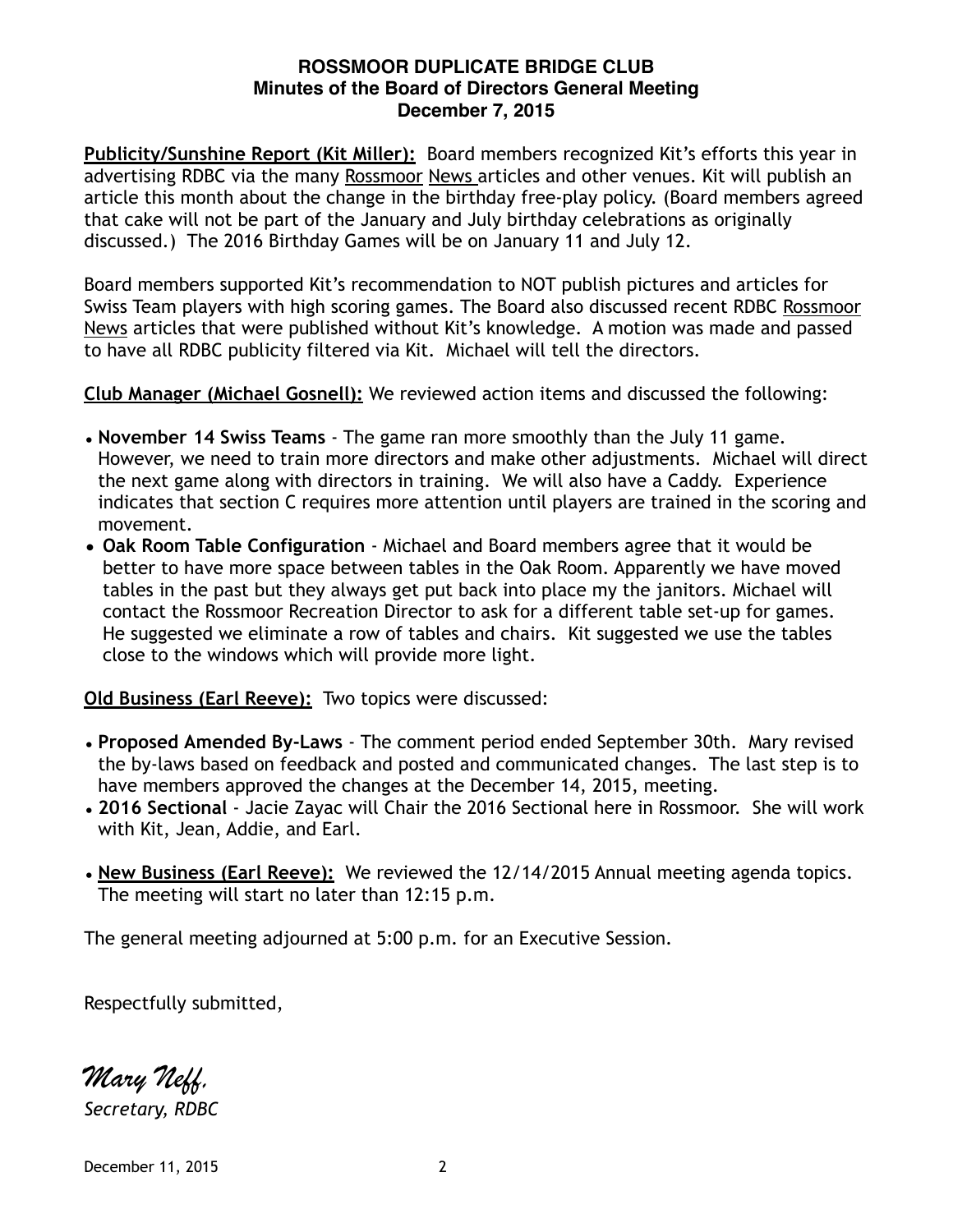**ROSSMOOR DUPLICATE BRIDGE CLUB**
**Minutes of the Board of Directors General Meeting**
**December 7, 2015**

**Publicity/Sunshine Report (Kit Miller):** Board members recognized Kit's efforts this year in advertising RDBC via the many Rossmoor News articles and other venues. Kit will publish an article this month about the change in the birthday free-play policy. (Board members agreed that cake will not be part of the January and July birthday celebrations as originally discussed.) The 2016 Birthday Games will be on January 11 and July 12.

Board members supported Kit's recommendation to NOT publish pictures and articles for Swiss Team players with high scoring games. The Board also discussed recent RDBC Rossmoor News articles that were published without Kit's knowledge. A motion was made and passed to have all RDBC publicity filtered via Kit. Michael will tell the directors.

**Club Manager (Michael Gosnell):** We reviewed action items and discussed the following:

- **November 14 Swiss Teams** - The game ran more smoothly than the July 11 game. However, we need to train more directors and make other adjustments. Michael will direct the next game along with directors in training. We will also have a Caddy. Experience indicates that section C requires more attention until players are trained in the scoring and movement.
- **Oak Room Table Configuration** - Michael and Board members agree that it would be better to have more space between tables in the Oak Room. Apparently we have moved tables in the past but they always get put back into place my the janitors. Michael will contact the Rossmoor Recreation Director to ask for a different table set-up for games. He suggested we eliminate a row of tables and chairs. Kit suggested we use the tables close to the windows which will provide more light.

**Old Business (Earl Reeve):** Two topics were discussed:

- **Proposed Amended By-Laws** - The comment period ended September 30th. Mary revised the by-laws based on feedback and posted and communicated changes. The last step is to have members approved the changes at the December 14, 2015, meeting.
- **2016 Sectional** - Jacie Zayac will Chair the 2016 Sectional here in Rossmoor. She will work with Kit, Jean, Addie, and Earl.

- **New Business (Earl Reeve):** We reviewed the 12/14/2015 Annual meeting agenda topics. The meeting will start no later than 12:15 p.m.

The general meeting adjourned at 5:00 p.m. for an Executive Session.

Respectfully submitted,

*Mary Neff,*
*Secretary, RDBC*

December 11, 2015